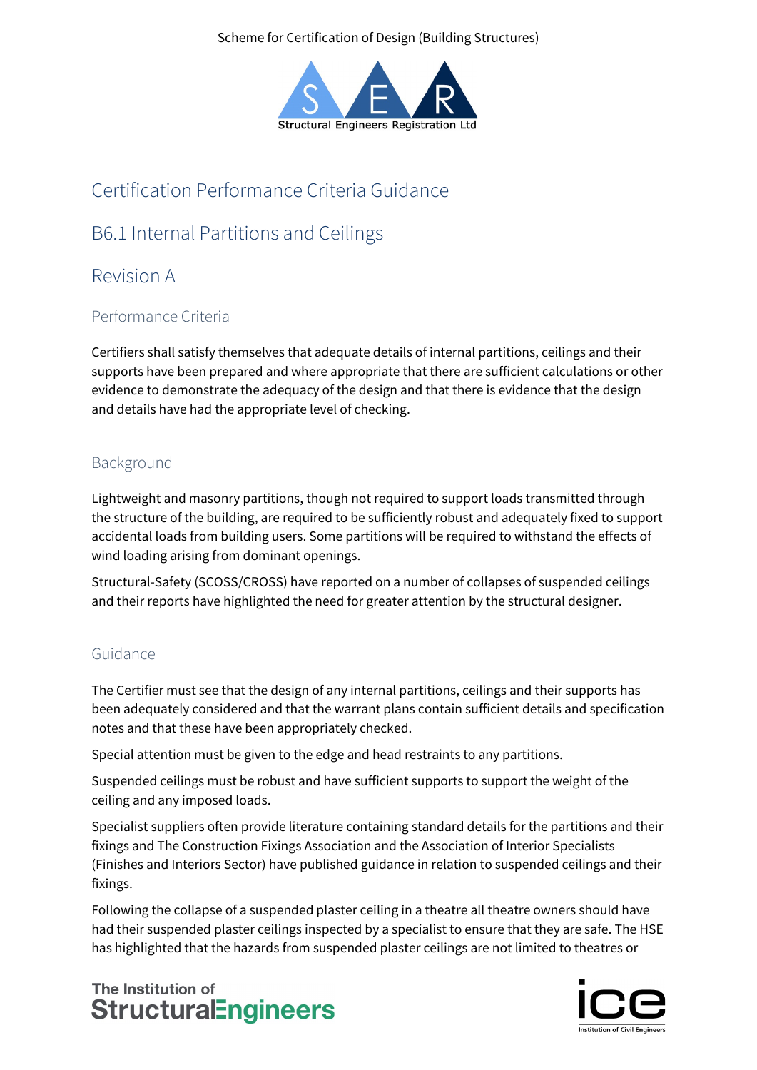Scheme for Certification of Design (Building Structures)

# Certification Performance Criteria Guidance

## B6.1 Internal Partitions and Ceilings

## Revision A

### Performance Criteria

Certifiers shall satisfy themselves that adequate details of internal partitions, ceilings and their supports have been prepared and where appropriate that there are sufficient calculations or other evidence to demonstrate the adequacy of the design and that there is evidence that the design and details have had the appropriate level of checking.

### Background

Lightweight and masonry partitions, though not required to support loads transmitted through the structure of the building, are required to be sufficiently robust and adequately fixed to support accidental loads from building users. Some partitions will be required to withstand the effects of wind loading arising from dominant openings.

Structural-Safety (SCOSS/CROSS) have reported on a number of collapses of suspended ceilings and their reports have highlighted the need for greater attention by the structural designer.

### Guidance

The Certifier must see that the design of any internal partitions, ceilings and their supports has been adequately considered and that the warrant plans contain sufficient details and specification notes and that these have been appropriately checked.

Special attention must be given to the edge and head restraints to any partitions.

Suspended ceilings must be robust and have sufficient supports to support the weight of the ceiling and any imposed loads.

Specialist suppliers often provide literature containing standard details for the partitions and their fixings and The Construction Fixings Association and the Association of Interior Specialists (Finishes and Interiors Sector) have published guidance in relation to suspended ceilings and their fixings.

Following the collapse of a suspended plaster ceiling in a theatre all theatre owners should have had their suspended plaster ceilings inspected by a specialist to ensure that they are safe. The HSE has highlighted that the hazards from suspended plaster ceilings are not limited to theatres or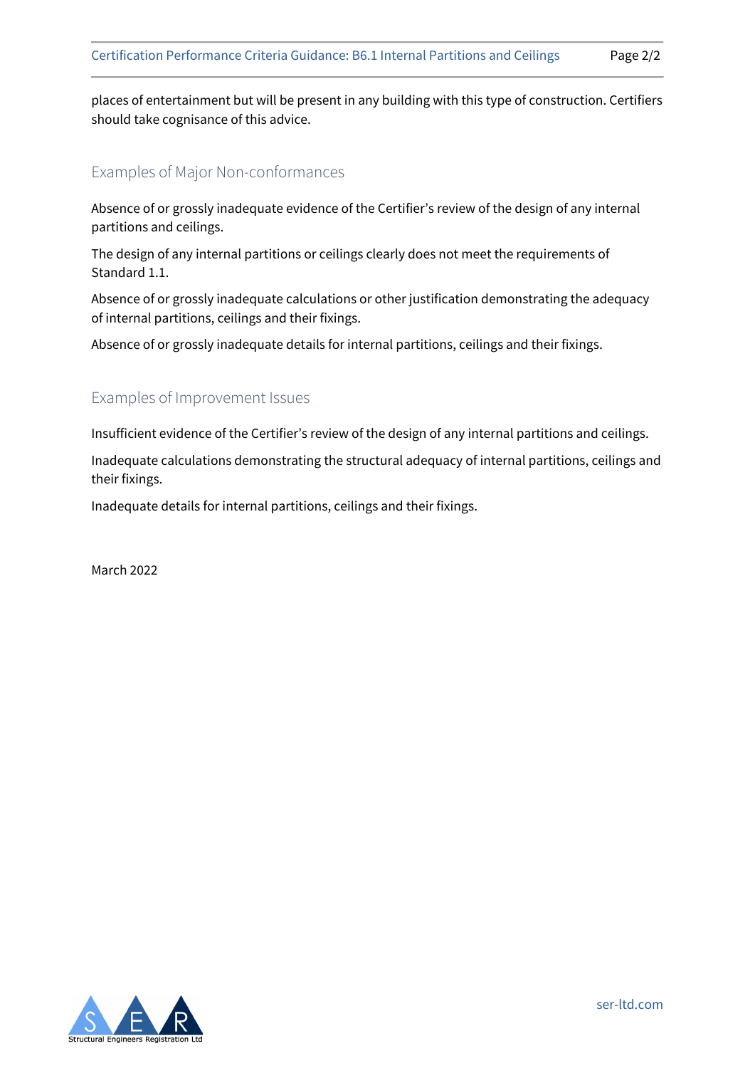places of entertainment but will be present in any building with this type of construction. Certifiers should take cognisance of this advice.

## Examples of Major Non-conformances

Absence of or grossly inadequate evidence of the Certifier's review of the design of any internal partitions and ceilings.

The design of any internal partitions or ceilings clearly does not meet the requirements of Standard 1.1.

Absence of or grossly inadequate calculations or other justification demonstrating the adequacy of internal partitions, ceilings and their fixings.

Absence of or grossly inadequate details for internal partitions, ceilings and their fixings.

## Examples of Improvement Issues

Insufficient evidence of the Certifier's review of the design of any internal partitions and ceilings.

Inadequate calculations demonstrating the structural adequacy of internal partitions, ceilings and their fixings.

Inadequate details for internal partitions, ceilings and their fixings.

March 2022